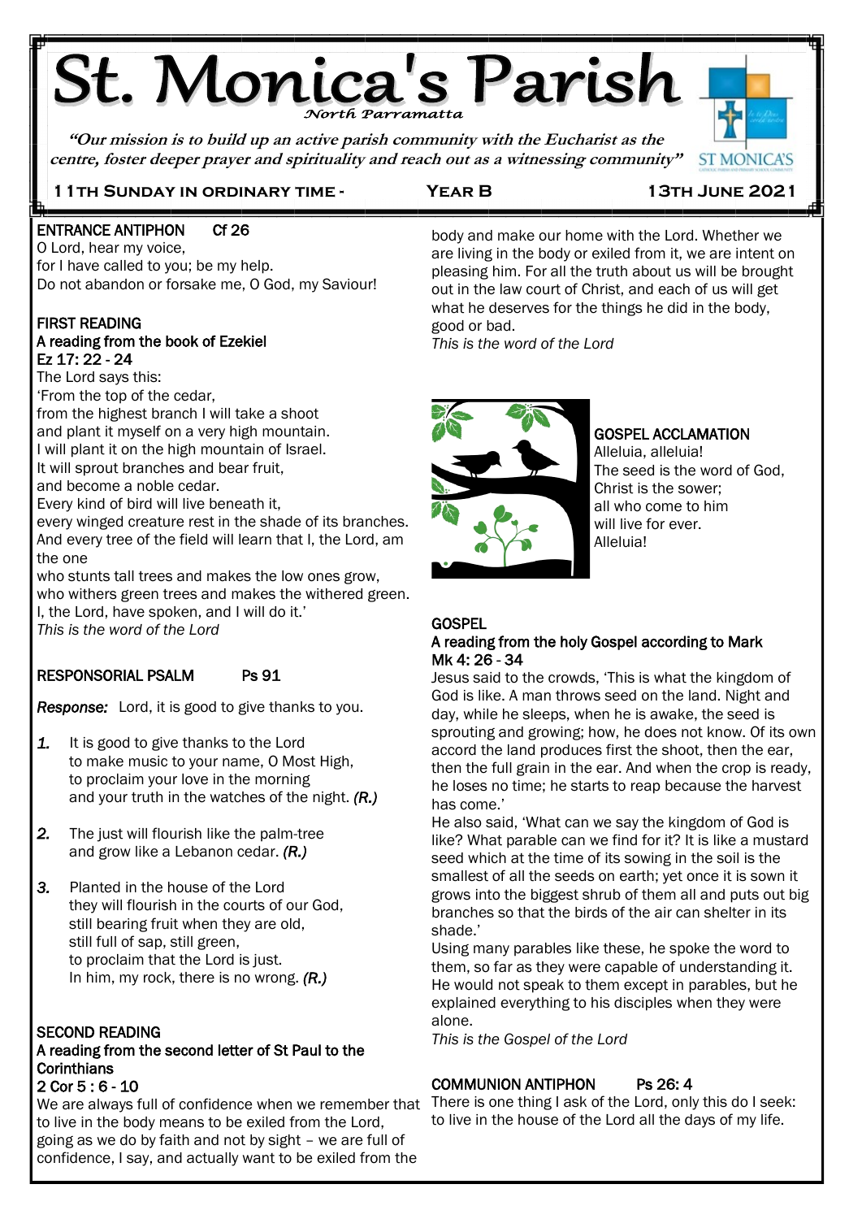# St. Monica's Parish

*North Parramatta*

*"Our mission is to build up an active parish community with the Eucharist as the centre, foster deeper prayer and spirituality and reach out as a witnessing community"*

ST MONICA'S

**11TH SUNDAY IN ORDINARY TIME - YEAR B 13TH JUNE 2021**

## ENTRANCE ANTIPHON Cf 26

O Lord, hear my voice,
for I have called to you; be my help.
Do not abandon or forsake me, O God, my Saviour!

## FIRST READING

**A reading from the book of Ezekiel**
**Ez 17: 22 - 24**

The Lord says this:
'From the top of the cedar,
from the highest branch I will take a shoot
and plant it myself on a very high mountain.
I will plant it on the high mountain of Israel.
It will sprout branches and bear fruit,
and become a noble cedar.
Every kind of bird will live beneath it,
every winged creature rest in the shade of its branches.
And every tree of the field will learn that I, the Lord, am the one
who stunts tall trees and makes the low ones grow,
who withers green trees and makes the withered green.
I, the Lord, have spoken, and I will do it.'
*This is the word of the Lord*

## RESPONSORIAL PSALM Ps 91

***Response:*** Lord, it is good to give thanks to you.

***1.*** It is good to give thanks to the Lord
to make music to your name, O Most High,
to proclaim your love in the morning
and your truth in the watches of the night. ***(R.)***

***2.*** The just will flourish like the palm-tree
and grow like a Lebanon cedar. ***(R.)***

***3.*** Planted in the house of the Lord
they will flourish in the courts of our God,
still bearing fruit when they are old,
still full of sap, still green,
to proclaim that the Lord is just.
In him, my rock, there is no wrong. ***(R.)***

## SECOND READING

**A reading from the second letter of St Paul to the Corinthians**
**2 Cor 5 : 6 - 10**

We are always full of confidence when we remember that to live in the body means to be exiled from the Lord, going as we do by faith and not by sight – we are full of confidence, I say, and actually want to be exiled from the body and make our home with the Lord. Whether we are living in the body or exiled from it, we are intent on pleasing him. For all the truth about us will be brought out in the law court of Christ, and each of us will get what he deserves for the things he did in the body, good or bad.
*This is the word of the Lord*

## GOSPEL ACCLAMATION

Alleluia, alleluia!
The seed is the word of God,
Christ is the sower;
all who come to him
will live for ever.
Alleluia!

## GOSPEL

**A reading from the holy Gospel according to Mark**
**Mk 4: 26 - 34**

Jesus said to the crowds, 'This is what the kingdom of God is like. A man throws seed on the land. Night and day, while he sleeps, when he is awake, the seed is sprouting and growing; how, he does not know. Of its own accord the land produces first the shoot, then the ear, then the full grain in the ear. And when the crop is ready, he loses no time; he starts to reap because the harvest has come.'
He also said, 'What can we say the kingdom of God is like? What parable can we find for it? It is like a mustard seed which at the time of its sowing in the soil is the smallest of all the seeds on earth; yet once it is sown it grows into the biggest shrub of them all and puts out big branches so that the birds of the air can shelter in its shade.'
Using many parables like these, he spoke the word to them, so far as they were capable of understanding it. He would not speak to them except in parables, but he explained everything to his disciples when they were alone.
*This is the Gospel of the Lord*

## COMMUNION ANTIPHON Ps 26: 4

There is one thing I ask of the Lord, only this do I seek:
to live in the house of the Lord all the days of my life.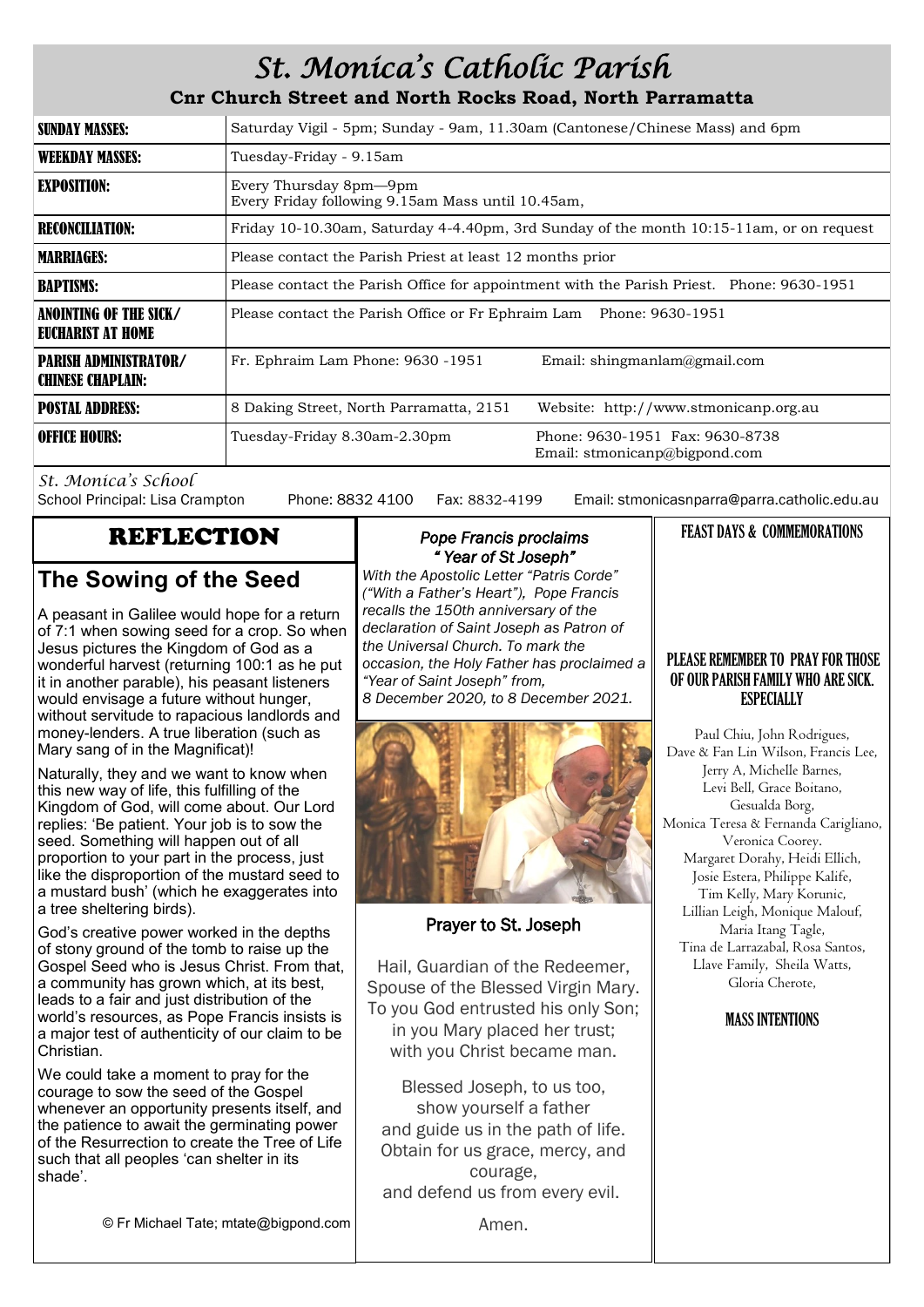# St. Monica's Catholic Parish

**Cnr Church Street and North Rocks Road, North Parramatta**

| | |
|---|---|
| **SUNDAY MASSES:** | Saturday Vigil - 5pm; Sunday - 9am, 11.30am (Cantonese/Chinese Mass) and 6pm |
| **WEEKDAY MASSES:** | Tuesday-Friday - 9.15am |
| **EXPOSITION:** | Every Thursday 8pm—9pm<br>Every Friday following 9.15am Mass until 10.45am, |
| **RECONCILIATION:** | Friday 10-10.30am, Saturday 4-4.40pm, 3rd Sunday of the month 10:15-11am, or on request |
| **MARRIAGES:** | Please contact the Parish Priest at least 12 months prior |
| **BAPTISMS:** | Please contact the Parish Office for appointment with the Parish Priest. Phone: 9630-1951 |
| **ANOINTING OF THE SICK/ EUCHARIST AT HOME** | Please contact the Parish Office or Fr Ephraim Lam Phone: 9630-1951 |
| **PARISH ADMINISTRATOR/ CHINESE CHAPLAIN:** | Fr. Ephraim Lam Phone: 9630 -1951 Email: shingmanlam@gmail.com |
| **POSTAL ADDRESS:** | 8 Daking Street, North Parramatta, 2151 Website: http://www.stmonicanp.org.au |
| **OFFICE HOURS:** | Tuesday-Friday 8.30am-2.30pm Phone: 9630-1951 Fax: 9630-8738 Email: stmonicanp@bigpond.com |

*St. Monica's School*

School Principal: Lisa Crampton Phone: 8832 4100 Fax: 8832-4199 Email: stmonicasnparra@parra.catholic.edu.au

## REFLECTION

## The Sowing of the Seed

A peasant in Galilee would hope for a return of 7:1 when sowing seed for a crop. So when Jesus pictures the Kingdom of God as a wonderful harvest (returning 100:1 as he put it in another parable), his peasant listeners would envisage a future without hunger, without servitude to rapacious landlords and money-lenders. A true liberation (such as Mary sang of in the Magnificat)!

Naturally, they and we want to know when this new way of life, this fulfilling of the Kingdom of God, will come about. Our Lord replies: 'Be patient. Your job is to sow the seed. Something will happen out of all proportion to your part in the process, just like the disproportion of the mustard seed to a mustard bush' (which he exaggerates into a tree sheltering birds).

God's creative power worked in the depths of stony ground of the tomb to raise up the Gospel Seed who is Jesus Christ. From that, a community has grown which, at its best, leads to a fair and just distribution of the world's resources, as Pope Francis insists is a major test of authenticity of our claim to be Christian.

We could take a moment to pray for the courage to sow the seed of the Gospel whenever an opportunity presents itself, and the patience to await the germinating power of the Resurrection to create the Tree of Life such that all peoples 'can shelter in its shade'.

© Fr Michael Tate; mtate@bigpond.com

### *Pope Francis proclaims "Year of St Joseph"*

*With the Apostolic Letter "Patris Corde" ("With a Father's Heart"), Pope Francis recalls the 150th anniversary of the declaration of Saint Joseph as Patron of the Universal Church. To mark the occasion, the Holy Father has proclaimed a "Year of Saint Joseph" from, 8 December 2020, to 8 December 2021.*

### Prayer to St. Joseph

Hail, Guardian of the Redeemer,
Spouse of the Blessed Virgin Mary.
To you God entrusted his only Son;
in you Mary placed her trust;
with you Christ became man.

Blessed Joseph, to us too,
show yourself a father
and guide us in the path of life.
Obtain for us grace, mercy, and courage,
and defend us from every evil.

Amen.

### FEAST DAYS & COMMEMORATIONS

### PLEASE REMEMBER TO PRAY FOR THOSE OF OUR PARISH FAMILY WHO ARE SICK. ESPECIALLY

Paul Chiu, John Rodrigues,
Dave & Fan Lin Wilson, Francis Lee,
Jerry A, Michelle Barnes,
Levi Bell, Grace Boitano,
Gesualda Borg,
Monica Teresa & Fernanda Carigliano,
Veronica Coorey.
Margaret Dorahy, Heidi Ellich,
Josie Estera, Philippe Kalife,
Tim Kelly, Mary Korunic,
Lillian Leigh, Monique Malouf,
Maria Itang Tagle,
Tina de Larrazabal, Rosa Santos,
Llave Family, Sheila Watts,
Gloria Cherote,

### MASS INTENTIONS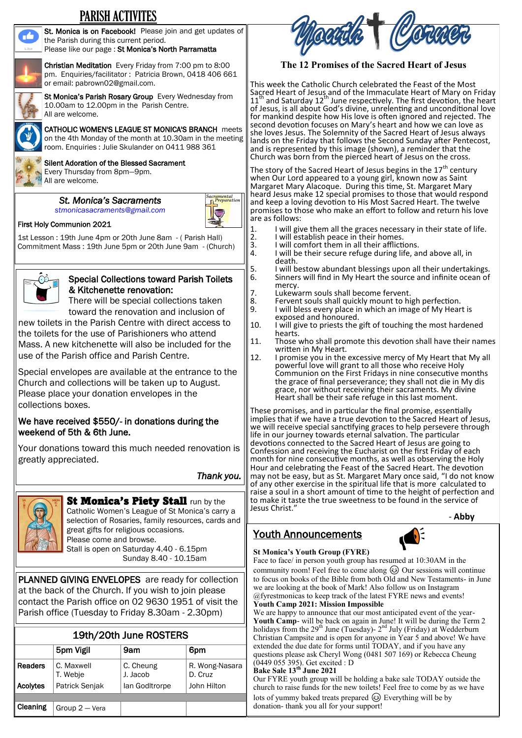# PARISH ACTIVITES

**St. Monica is on Facebook!** Please join and get updates of the Parish during this current period.
Please like our page : **St Monica's North Parramatta**

**Christian Meditation** Every Friday from 7:00 pm to 8:00 pm. Enquiries/facilitator : Patricia Brown, 0418 406 661 or email: pabrown02@gmail.com.

**St Monica's Parish Rosary Group** Every Wednesday from 10.00am to 12.00pm in the Parish Centre.
All are welcome.

**CATHOLIC WOMEN'S LEAGUE ST MONICA'S BRANCH** meets on the 4th Monday of the month at 10.30am in the meeting room. Enquiries : Julie Skulander on 0411 988 361

**Silent Adoration of the Blessed Sacrament**
Every Thursday from 8pm—9pm.
All are welcome.

### *St. Monica's Sacraments*

*stmonicasacraments@gmail.com*

**First Holy Communion 2021**

1st Lesson : 19th June 4pm or 20th June 8am - ( Parish Hall)
Commitment Mass : 19th June 5pm or 20th June 9am - (Church)

### Special Collections toward Parish Toilets & Kitchenette renovation:

There will be special collections taken toward the renovation and inclusion of new toilets in the Parish Centre with direct access to the toilets for the use of Parishioners who attend Mass. A new kitchenette will also be included for the use of the Parish office and Parish Centre.

Special envelopes are available at the entrance to the Church and collections will be taken up to August. Please place your donation envelopes in the collections boxes.

**We have received $550/- in donations during the weekend of 5th & 6th June.**

Your donations toward this much needed renovation is greatly appreciated.

*Thank you.*

**St Monica's Piety Stall** run by the Catholic Women's League of St Monica's carry a selection of Rosaries, family resources, cards and great gifts for religious occasions.
Please come and browse.
Stall is open on Saturday 4.40 - 6.15pm
Sunday 8.40 - 10.15am

**PLANNED GIVING ENVELOPES** are ready for collection at the back of the Church. If you wish to join please contact the Parish office on 02 9630 1951 of visit the Parish office (Tuesday to Friday 8.30am - 2.30pm)

### 19th/20th June ROSTERS

| | 5pm Vigil | 9am | 6pm |
|---|---|---|---|
| Readers | C. Maxwell<br>T. Webje | C. Cheung<br>J. Jacob | R. Wong-Nasara<br>D. Cruz |
| Acolytes | Patrick Senjak | Ian Godltrorpe | John Hilton |
| Cleaning | Group 2 — Vera | | |

# Youth Corner

## The 12 Promises of the Sacred Heart of Jesus

This week the Catholic Church celebrated the Feast of the Most Sacred Heart of Jesus and of the Immaculate Heart of Mary on Friday 11th and Saturday 12th June respectively. The first devotion, the heart of Jesus, is all about God's divine, unrelenting and unconditional love for mankind despite how His love is often ignored and rejected. The second devotion focuses on Mary's heart and how we can love as she loves Jesus. The Solemnity of the Sacred Heart of Jesus always lands on the Friday that follows the Second Sunday after Pentecost, and is represented by this image (shown), a reminder that the Church was born from the pierced heart of Jesus on the cross.

The story of the Sacred Heart of Jesus begins in the 17th century when Our Lord appeared to a young girl, known now as Saint Margaret Mary Alacoque. During this time, St. Margaret Mary heard Jesus make 12 special promises to those that would respond and keep a loving devotion to His Most Sacred Heart. The twelve promises to those who make an effort to follow and return his love are as follows:

1. I will give them all the graces necessary in their state of life.
2. I will establish peace in their homes.
3. I will comfort them in all their afflictions.
4. I will be their secure refuge during life, and above all, in death.
5. I will bestow abundant blessings upon all their undertakings.
6. Sinners will find in My Heart the source and infinite ocean of mercy.
7. Lukewarm souls shall become fervent.
8. Fervent souls shall quickly mount to high perfection.
9. I will bless every place in which an image of My Heart is exposed and honoured.
10. I will give to priests the gift of touching the most hardened hearts.
11. Those who shall promote this devotion shall have their names written in My Heart.
12. I promise you in the excessive mercy of My Heart that My all powerful love will grant to all those who receive Holy Communion on the First Fridays in nine consecutive months the grace of final perseverance; they shall not die in My dis grace, nor without receiving their sacraments. My divine Heart shall be their safe refuge in this last moment.

These promises, and in particular the final promise, essentially implies that if we have a true devotion to the Sacred Heart of Jesus, we will receive special sanctifying graces to help persevere through life in our journey towards eternal salvation. The particular devotions connected to the Sacred Heart of Jesus are going to Confession and receiving the Eucharist on the first Friday of each month for nine consecutive months, as well as observing the Holy Hour and celebrating the Feast of the Sacred Heart. The devotion may not be easy, but as St. Margaret Mary once said, "I do not know of any other exercise in the spiritual life that is more calculated to raise a soul in a short amount of time to the height of perfection and to make it taste the true sweetness to be found in the service of Jesus Christ."

- **Abby**

## Youth Announcements

**St Monica's Youth Group (FYRE)**
Face to face/ in person youth group has resumed at 10:30AM in the community room! Feel free to come along 😊 Our sessions will continue to focus on books of the Bible from both Old and New Testaments- in June we are looking at the book of Mark! Also follow us on Instagram @fyrestmonicas to keep track of the latest FYRE news and events!

**Youth Camp 2021: Mission Impossible**
We are happy to announce that our most anticipated event of the year- **Youth Camp**- will be back on again in June! It will be during the Term 2 holidays from the 29th June (Tuesday)- 2nd July (Friday) at Wedderburn Christian Campsite and is open for anyone in Year 5 and above! We have extended the due date for forms until TODAY, and if you have any questions please ask Cheryl Wong (0481 507 169) or Rebecca Cheung (0449 055 395). Get excited : D

**Bake Sale 13th June 2021**
Our FYRE youth group will be holding a bake sale TODAY outside the church to raise funds for the new toilets! Feel free to come by as we have lots of yummy baked treats prepared 😊 Everything will be by donation- thank you all for your support!